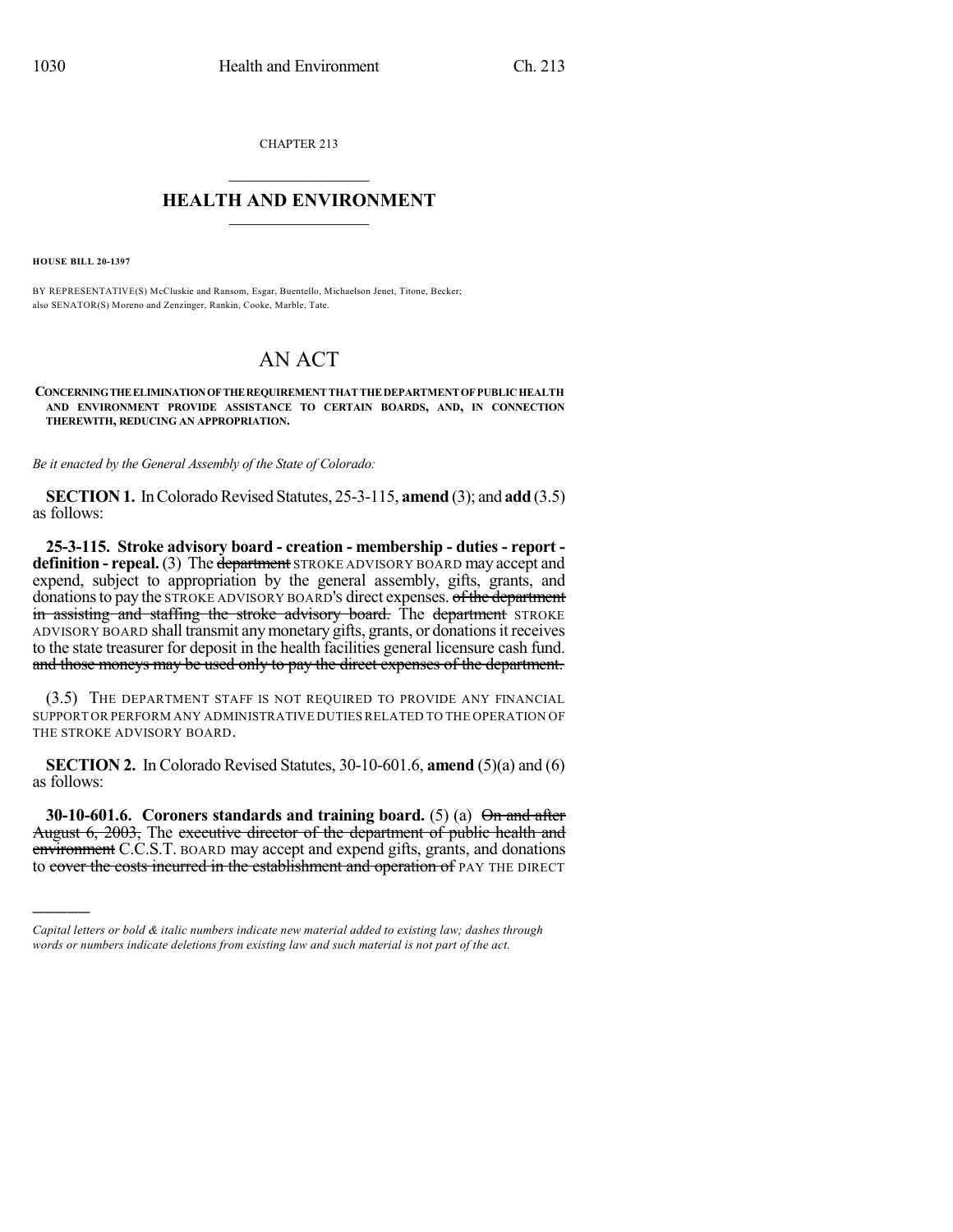CHAPTER 213

## HEALTH AND ENVIRONMENT

**HOUSE BILL 20-1397**

BY REPRESENTATIVE(S) McCluskie and Ransom, Esgar, Buentello, Michaelson Jenet, Titone, Becker; also SENATOR(S) Moreno and Zenzinger, Rankin, Cooke, Marble, Tate.

# AN ACT

**CONCERNING THE ELIMINATION OF THE REQUIREMENT THAT THE DEPARTMENT OF PUBLIC HEALTH AND ENVIRONMENT PROVIDE ASSISTANCE TO CERTAIN BOARDS, AND, IN CONNECTION THEREWITH, REDUCING AN APPROPRIATION.**

*Be it enacted by the General Assembly of the State of Colorado:*

**SECTION 1.** In Colorado Revised Statutes, 25-3-115, **amend** (3); and **add** (3.5) as follows:

**25-3-115. Stroke advisory board - creation - membership - duties - report - definition - repeal.** (3) The ~~department~~ STROKE ADVISORY BOARD may accept and expend, subject to appropriation by the general assembly, gifts, grants, and donations to pay the STROKE ADVISORY BOARD'S direct expenses. ~~of the department in assisting and staffing the stroke advisory board.~~ The ~~department~~ STROKE ADVISORY BOARD shall transmit any monetary gifts, grants, or donations it receives to the state treasurer for deposit in the health facilities general licensure cash fund. ~~and those moneys may be used only to pay the direct expenses of the department.~~

(3.5) THE DEPARTMENT STAFF IS NOT REQUIRED TO PROVIDE ANY FINANCIAL SUPPORT OR PERFORM ANY ADMINISTRATIVE DUTIES RELATED TO THE OPERATION OF THE STROKE ADVISORY BOARD.

**SECTION 2.** In Colorado Revised Statutes, 30-10-601.6, **amend** (5)(a) and (6) as follows:

**30-10-601.6. Coroners standards and training board.** (5) (a) ~~On and after August 6, 2003,~~ The ~~executive director of the department of public health and environment~~ C.C.S.T. BOARD may accept and expend gifts, grants, and donations to ~~cover the costs incurred in the establishment and operation of~~ PAY THE DIRECT

---

*Capital letters or bold & italic numbers indicate new material added to existing law; dashes through words or numbers indicate deletions from existing law and such material is not part of the act.*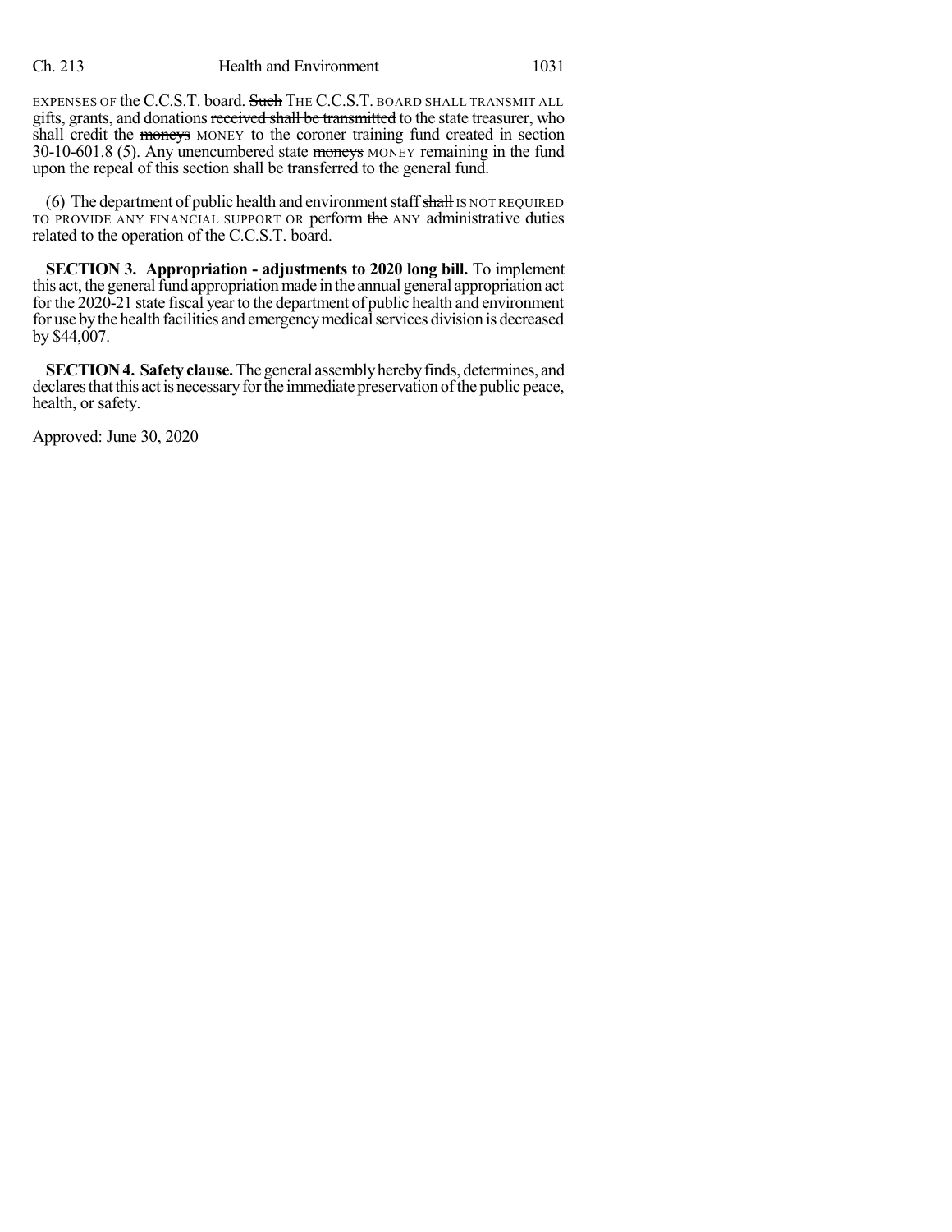EXPENSES OF the C.C.S.T. board. ~~Such~~ THE C.C.S.T. BOARD SHALL TRANSMIT ALL gifts, grants, and donations ~~received shall be transmitted~~ to the state treasurer, who shall credit the ~~moneys~~ MONEY to the coroner training fund created in section 30-10-601.8 (5). Any unencumbered state ~~moneys~~ MONEY remaining in the fund upon the repeal of this section shall be transferred to the general fund.

(6) The department of public health and environment staff ~~shall~~ IS NOT REQUIRED TO PROVIDE ANY FINANCIAL SUPPORT OR perform ~~the~~ ANY administrative duties related to the operation of the C.C.S.T. board.

**SECTION 3. Appropriation - adjustments to 2020 long bill.** To implement this act, the general fund appropriation made in the annual general appropriation act for the 2020-21 state fiscal year to the department of public health and environment for use by the health facilities and emergency medical services division is decreased by $44,007.

**SECTION 4. Safety clause.** The general assembly hereby finds, determines, and declares that this act is necessary for the immediate preservation of the public peace, health, or safety.

Approved: June 30, 2020